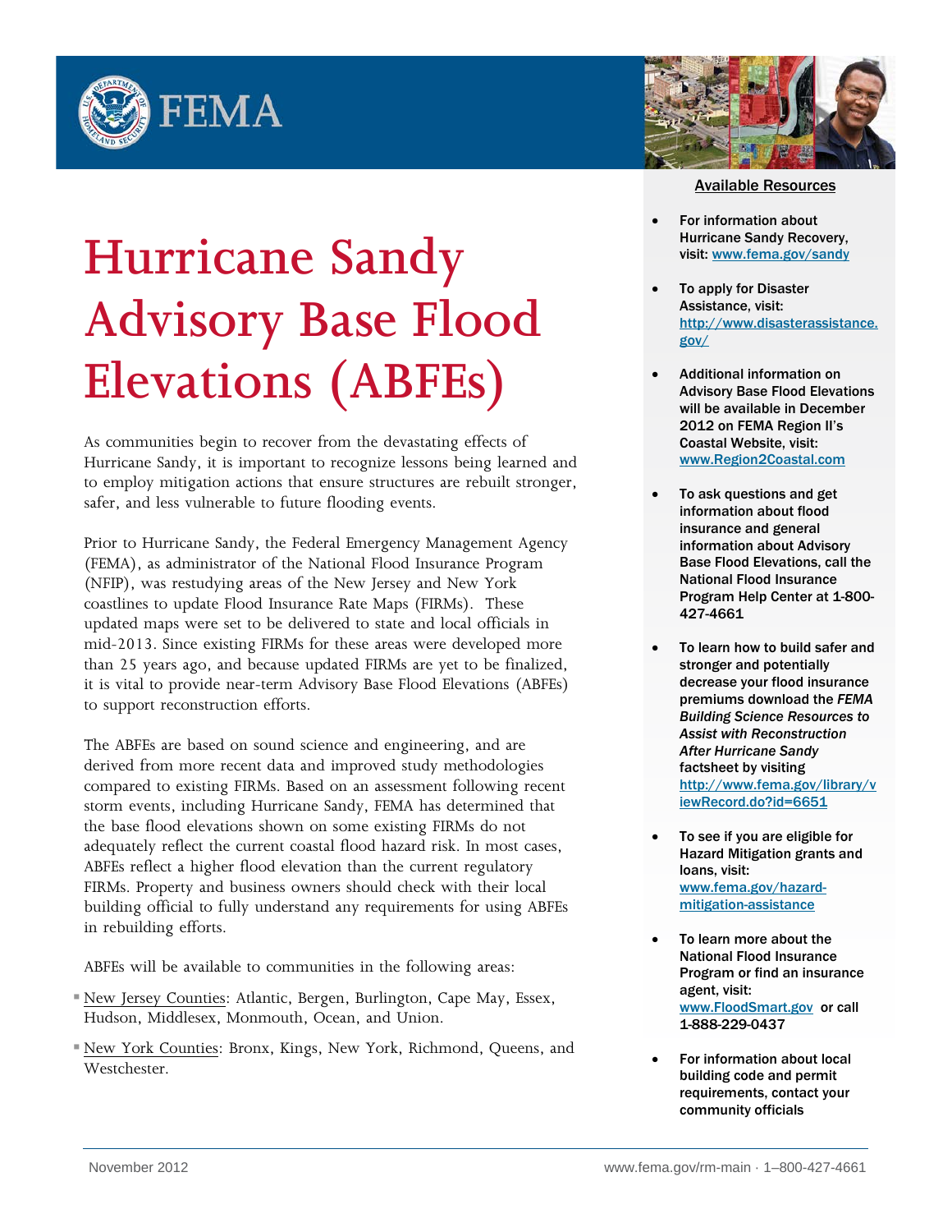FEMA

# Hurricane Sandy Advisory Base Flood Elevations (ABFEs)

As communities begin to recover from the devastating effects of Hurricane Sandy, it is important to recognize lessons being learned and to employ mitigation actions that ensure structures are rebuilt stronger, safer, and less vulnerable to future flooding events.

Prior to Hurricane Sandy, the Federal Emergency Management Agency (FEMA), as administrator of the National Flood Insurance Program (NFIP), was restudying areas of the New Jersey and New York coastlines to update Flood Insurance Rate Maps (FIRMs). These updated maps were set to be delivered to state and local officials in mid-2013. Since existing FIRMs for these areas were developed more than 25 years ago, and because updated FIRMs are yet to be finalized, it is vital to provide near-term Advisory Base Flood Elevations (ABFEs) to support reconstruction efforts.

The ABFEs are based on sound science and engineering, and are derived from more recent data and improved study methodologies compared to existing FIRMs. Based on an assessment following recent storm events, including Hurricane Sandy, FEMA has determined that the base flood elevations shown on some existing FIRMs do not adequately reflect the current coastal flood hazard risk. In most cases, ABFEs reflect a higher flood elevation than the current regulatory FIRMs. Property and business owners should check with their local building official to fully understand any requirements for using ABFEs in rebuilding efforts.

ABFEs will be available to communities in the following areas:

- New Jersey Counties: Atlantic, Bergen, Burlington, Cape May, Essex, Hudson, Middlesex, Monmouth, Ocean, and Union.
- New York Counties: Bronx, Kings, New York, Richmond, Queens, and Westchester.

## Available Resources

- **For information about Hurricane Sandy Recovery, visit: www.fema.gov/sandy**
- **To apply for Disaster Assistance, visit: http://www.disasterassistance.gov/**
- **Additional information on Advisory Base Flood Elevations will be available in December 2012 on FEMA Region II's Coastal Website, visit: www.Region2Coastal.com**
- **To ask questions and get information about flood insurance and general information about Advisory Base Flood Elevations, call the National Flood Insurance Program Help Center at 1-800-427-4661**
- **To learn how to build safer and stronger and potentially decrease your flood insurance premiums download the *FEMA Building Science Resources to Assist with Reconstruction After Hurricane Sandy* factsheet by visiting http://www.fema.gov/library/viewRecord.do?id=6651**
- **To see if you are eligible for Hazard Mitigation grants and loans, visit: www.fema.gov/hazard-mitigation-assistance**
- **To learn more about the National Flood Insurance Program or find an insurance agent, visit: www.FloodSmart.gov or call 1-888-229-0437**
- **For information about local building code and permit requirements, contact your community officials**

November 2012

www.fema.gov/rm-main · 1–800-427-4661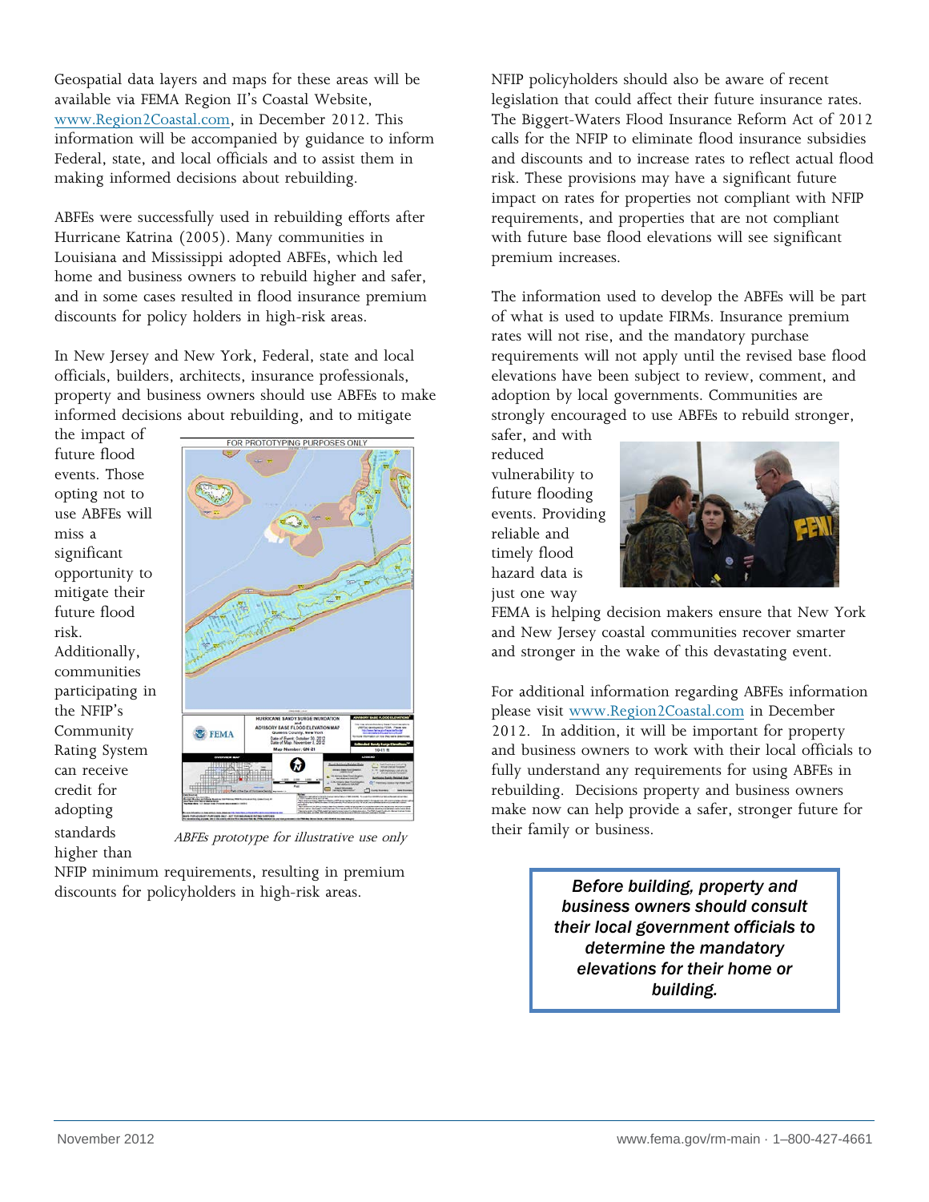Geospatial data layers and maps for these areas will be available via FEMA Region II's Coastal Website, www.Region2Coastal.com, in December 2012. This information will be accompanied by guidance to inform Federal, state, and local officials and to assist them in making informed decisions about rebuilding.

ABFEs were successfully used in rebuilding efforts after Hurricane Katrina (2005). Many communities in Louisiana and Mississippi adopted ABFEs, which led home and business owners to rebuild higher and safer, and in some cases resulted in flood insurance premium discounts for policy holders in high-risk areas.

In New Jersey and New York, Federal, state and local officials, builders, architects, insurance professionals, property and business owners should use ABFEs to make informed decisions about rebuilding, and to mitigate the impact of future flood events. Those opting not to use ABFEs will miss a significant opportunity to mitigate their future flood risk. Additionally, communities participating in the NFIP's Community Rating System can receive credit for adopting standards higher than NFIP minimum requirements, resulting in premium discounts for policyholders in high-risk areas.

*ABFEs prototype for illustrative use only*

NFIP policyholders should also be aware of recent legislation that could affect their future insurance rates. The Biggert-Waters Flood Insurance Reform Act of 2012 calls for the NFIP to eliminate flood insurance subsidies and discounts and to increase rates to reflect actual flood risk. These provisions may have a significant future impact on rates for properties not compliant with NFIP requirements, and properties that are not compliant with future base flood elevations will see significant premium increases.

The information used to develop the ABFEs will be part of what is used to update FIRMs. Insurance premium rates will not rise, and the mandatory purchase requirements will not apply until the revised base flood elevations have been subject to review, comment, and adoption by local governments. Communities are strongly encouraged to use ABFEs to rebuild stronger, safer, and with reduced vulnerability to future flooding events. Providing reliable and timely flood hazard data is just one way FEMA is helping decision makers ensure that New York and New Jersey coastal communities recover smarter and stronger in the wake of this devastating event.

For additional information regarding ABFEs information please visit www.Region2Coastal.com in December 2012. In addition, it will be important for property and business owners to work with their local officials to fully understand any requirements for using ABFEs in rebuilding. Decisions property and business owners make now can help provide a safer, stronger future for their family or business.

***Before building, property and business owners should consult their local government officials to determine the mandatory elevations for their home or building.***